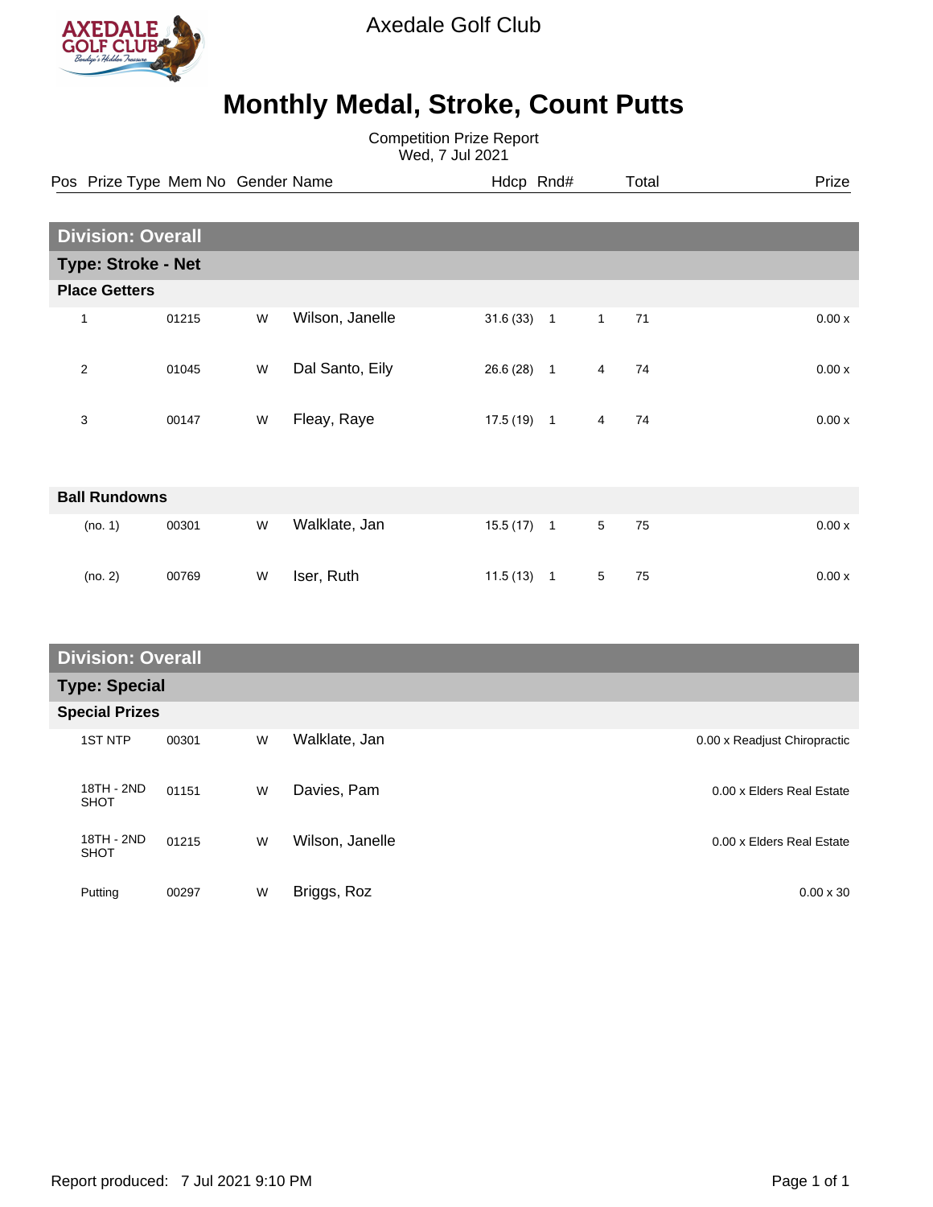Axedale Golf Club

# Monthly Medal, Stroke, Count Putts

Competition Prize Report
Wed, 7 Jul 2021

| Pos | Prize Type | Mem No | Gender | Name | Hdcp | Rnd# | | Total | Prize |
|---|---|---|---|---|---|---|---|---|---|
| **Division: Overall** | | | | | | | | | |
| **Type: Stroke - Net** | | | | | | | | | |
| **Place Getters** | | | | | | | | | |
| 1 | | 01215 | W | Wilson, Janelle | 31.6 (33) | 1 | 1 | 71 | 0.00 x |
| 2 | | 01045 | W | Dal Santo, Eily | 26.6 (28) | 1 | 4 | 74 | 0.00 x |
| 3 | | 00147 | W | Fleay, Raye | 17.5 (19) | 1 | 4 | 74 | 0.00 x |
| **Ball Rundowns** | | | | | | | | | |
| | (no. 1) | 00301 | W | Walklate, Jan | 15.5 (17) | 1 | 5 | 75 | 0.00 x |
| | (no. 2) | 00769 | W | Iser, Ruth | 11.5 (13) | 1 | 5 | 75 | 0.00 x |
| **Division: Overall** | | | | | | | | | |
| **Type: Special** | | | | | | | | | |
| **Special Prizes** | | | | | | | | | |
| | 1ST NTP | 00301 | W | Walklate, Jan | | | | | 0.00 x Readjust Chiropractic |
| | 18TH - 2ND SHOT | 01151 | W | Davies, Pam | | | | | 0.00 x Elders Real Estate |
| | 18TH - 2ND SHOT | 01215 | W | Wilson, Janelle | | | | | 0.00 x Elders Real Estate |
| | Putting | 00297 | W | Briggs, Roz | | | | | 0.00 x 30 |

Report produced: 7 Jul 2021 9:10 PM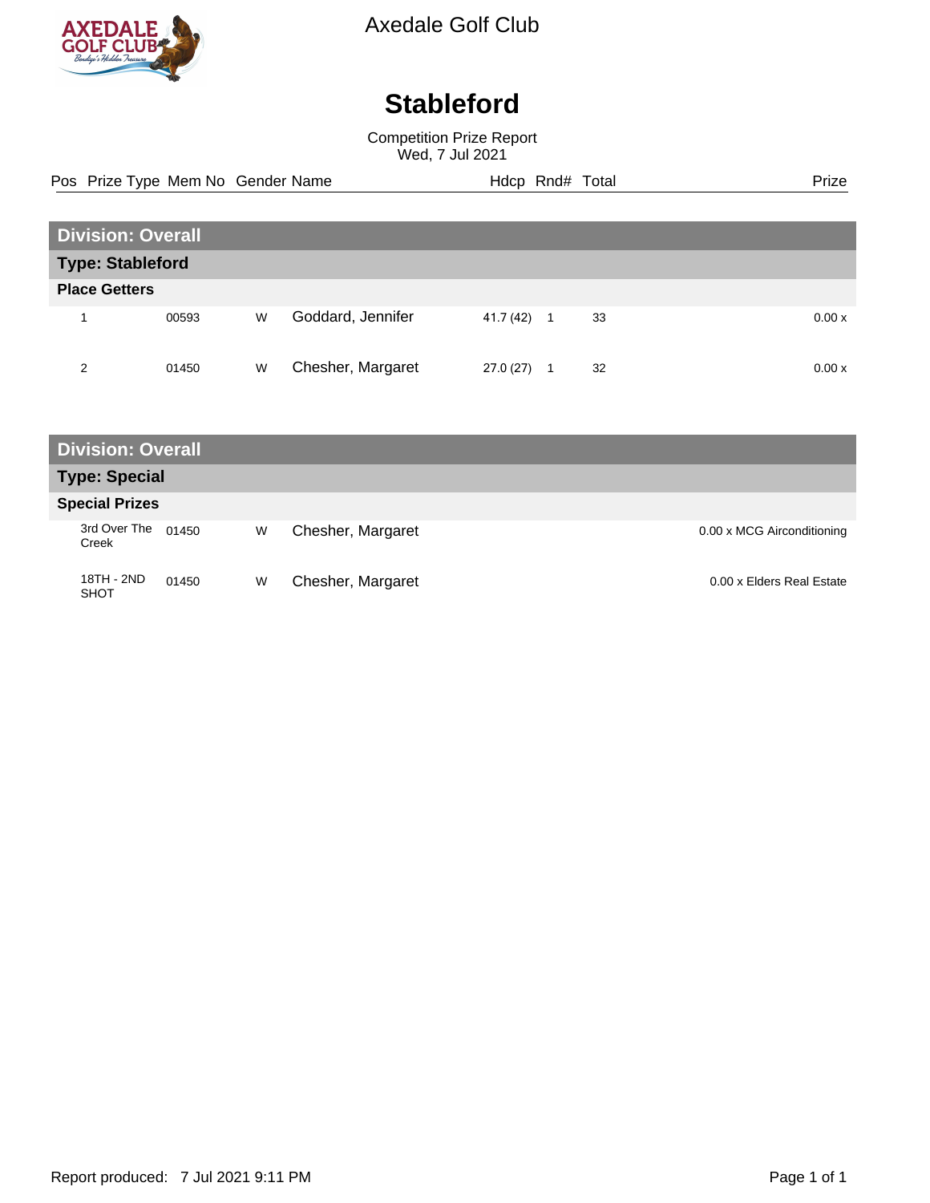Axedale Golf Club

# Stableford

Competition Prize Report
Wed, 7 Jul 2021

| Pos | Prize Type | Mem No | Gender | Name | Hdcp | Rnd# | Total | Prize |
|---|---|---|---|---|---|---|---|---|
| **Division: Overall** | | | | | | | | |
| **Type: Stableford** | | | | | | | | |
| **Place Getters** | | | | | | | | |
| 1 | | 00593 | W | Goddard, Jennifer | 41.7 (42) | 1 | 33 | 0.00 x |
| 2 | | 01450 | W | Chesher, Margaret | 27.0 (27) | 1 | 32 | 0.00 x |
| **Division: Overall** | | | | | | | | |
| **Type: Special** | | | | | | | | |
| **Special Prizes** | | | | | | | | |
| | 3rd Over The Creek | 01450 | W | Chesher, Margaret | | | | 0.00 x MCG Airconditioning |
| | 18TH - 2ND SHOT | 01450 | W | Chesher, Margaret | | | | 0.00 x Elders Real Estate |

Report produced: 7 Jul 2021 9:11 PM